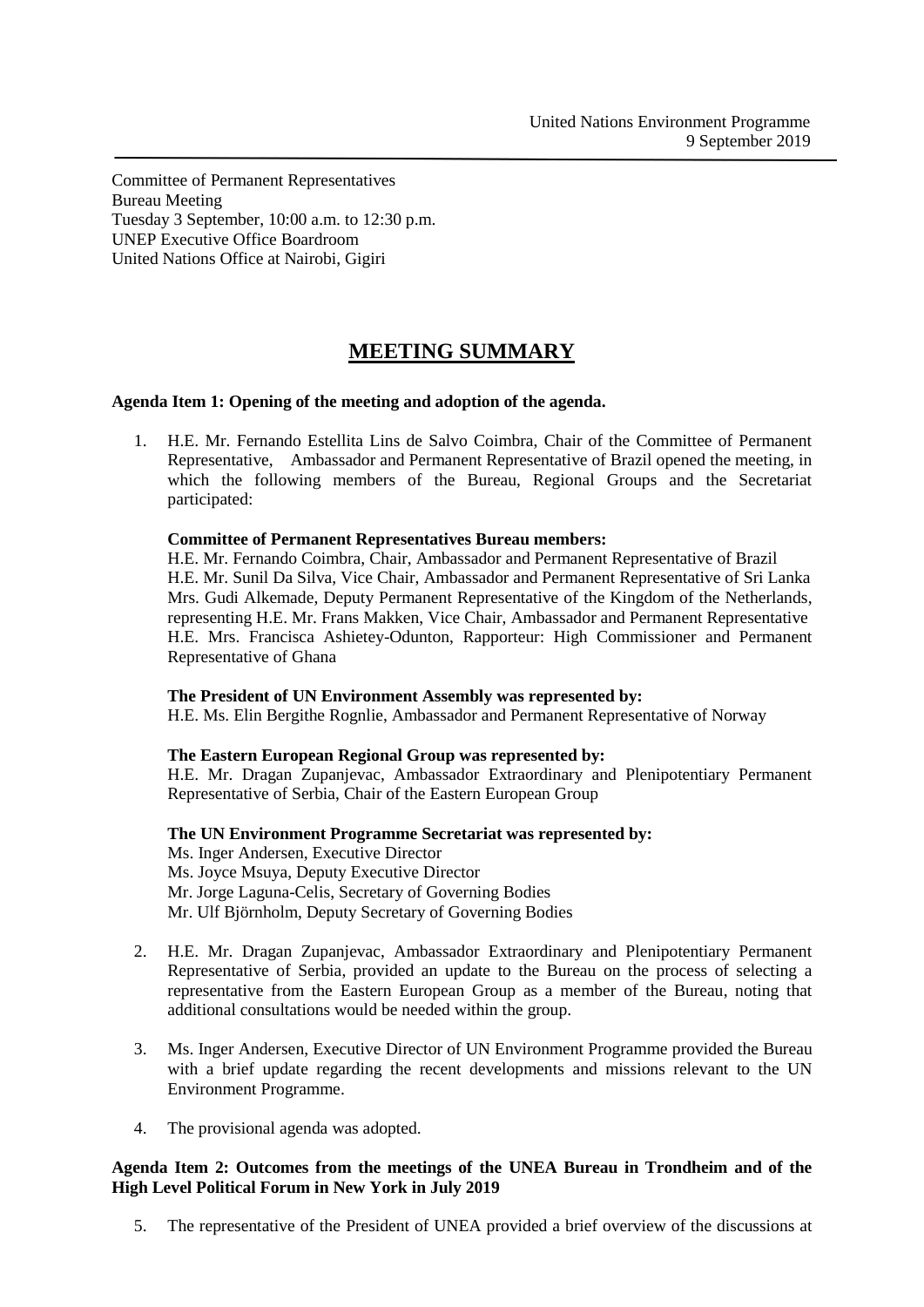United Nations Environment Programme
9 September 2019

---

Committee of Permanent Representatives
Bureau Meeting
Tuesday 3 September, 10:00 a.m. to 12:30 p.m.
UNEP Executive Office Boardroom
United Nations Office at Nairobi, Gigiri

# MEETING SUMMARY

**Agenda Item 1: Opening of the meeting and adoption of the agenda.**

1. H.E. Mr. Fernando Estellita Lins de Salvo Coimbra, Chair of the Committee of Permanent Representative, Ambassador and Permanent Representative of Brazil opened the meeting, in which the following members of the Bureau, Regional Groups and the Secretariat participated:

   **Committee of Permanent Representatives Bureau members:**
   H.E. Mr. Fernando Coimbra, Chair, Ambassador and Permanent Representative of Brazil
   H.E. Mr. Sunil Da Silva, Vice Chair, Ambassador and Permanent Representative of Sri Lanka
   Mrs. Gudi Alkemade, Deputy Permanent Representative of the Kingdom of the Netherlands, representing H.E. Mr. Frans Makken, Vice Chair, Ambassador and Permanent Representative
   H.E. Mrs. Francisca Ashietey-Odunton, Rapporteur: High Commissioner and Permanent Representative of Ghana

   **The President of UN Environment Assembly was represented by:**
   H.E. Ms. Elin Bergithe Rognlie, Ambassador and Permanent Representative of Norway

   **The Eastern European Regional Group was represented by:**
   H.E. Mr. Dragan Zupanjevac, Ambassador Extraordinary and Plenipotentiary Permanent Representative of Serbia, Chair of the Eastern European Group

   **The UN Environment Programme Secretariat was represented by:**
   Ms. Inger Andersen, Executive Director
   Ms. Joyce Msuya, Deputy Executive Director
   Mr. Jorge Laguna-Celis, Secretary of Governing Bodies
   Mr. Ulf Björnholm, Deputy Secretary of Governing Bodies

2. H.E. Mr. Dragan Zupanjevac, Ambassador Extraordinary and Plenipotentiary Permanent Representative of Serbia, provided an update to the Bureau on the process of selecting a representative from the Eastern European Group as a member of the Bureau, noting that additional consultations would be needed within the group.

3. Ms. Inger Andersen, Executive Director of UN Environment Programme provided the Bureau with a brief update regarding the recent developments and missions relevant to the UN Environment Programme.

4. The provisional agenda was adopted.

**Agenda Item 2: Outcomes from the meetings of the UNEA Bureau in Trondheim and of the High Level Political Forum in New York in July 2019**

5. The representative of the President of UNEA provided a brief overview of the discussions at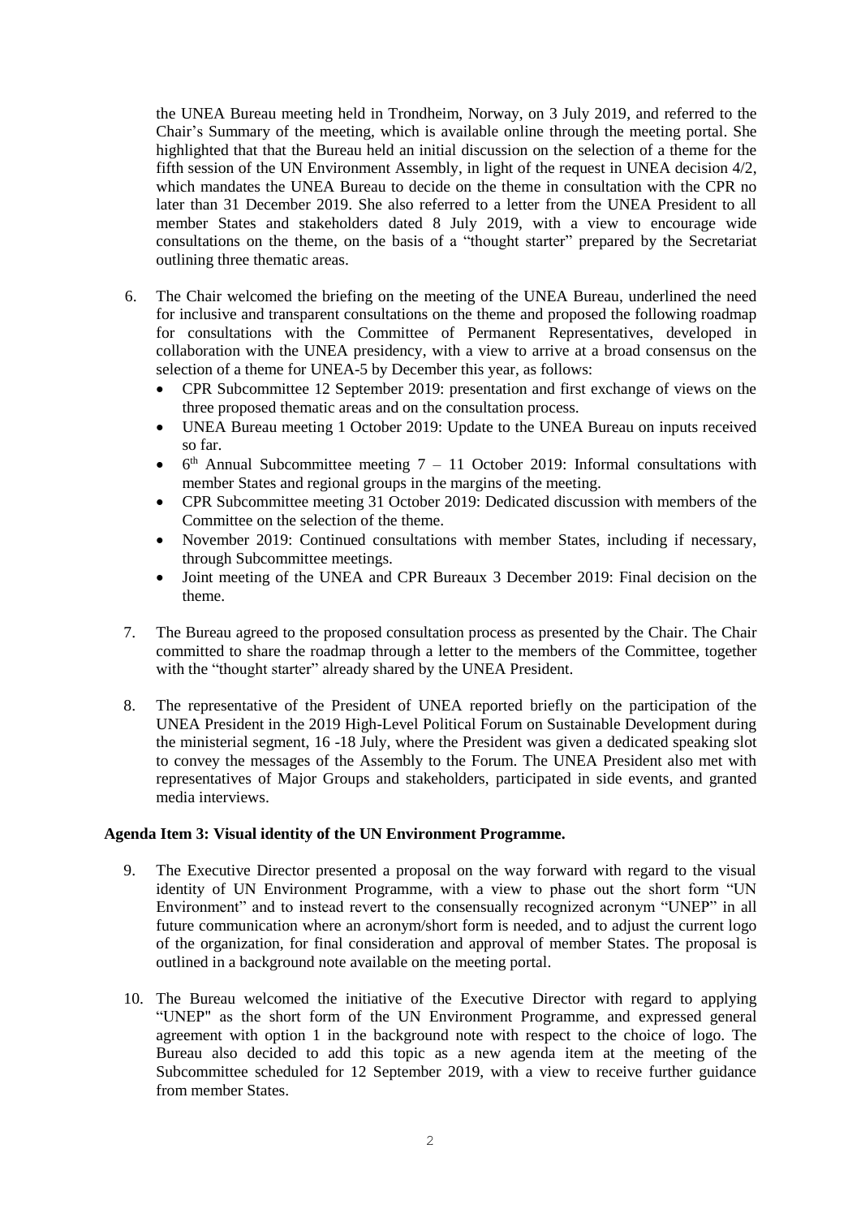the UNEA Bureau meeting held in Trondheim, Norway, on 3 July 2019, and referred to the Chair's Summary of the meeting, which is available online through the meeting portal. She highlighted that that the Bureau held an initial discussion on the selection of a theme for the fifth session of the UN Environment Assembly, in light of the request in UNEA decision 4/2, which mandates the UNEA Bureau to decide on the theme in consultation with the CPR no later than 31 December 2019. She also referred to a letter from the UNEA President to all member States and stakeholders dated 8 July 2019, with a view to encourage wide consultations on the theme, on the basis of a "thought starter" prepared by the Secretariat outlining three thematic areas.

6. The Chair welcomed the briefing on the meeting of the UNEA Bureau, underlined the need for inclusive and transparent consultations on the theme and proposed the following roadmap for consultations with the Committee of Permanent Representatives, developed in collaboration with the UNEA presidency, with a view to arrive at a broad consensus on the selection of a theme for UNEA-5 by December this year, as follows:
   - CPR Subcommittee 12 September 2019: presentation and first exchange of views on the three proposed thematic areas and on the consultation process.
   - UNEA Bureau meeting 1 October 2019: Update to the UNEA Bureau on inputs received so far.
   - 6th Annual Subcommittee meeting 7 – 11 October 2019: Informal consultations with member States and regional groups in the margins of the meeting.
   - CPR Subcommittee meeting 31 October 2019: Dedicated discussion with members of the Committee on the selection of the theme.
   - November 2019: Continued consultations with member States, including if necessary, through Subcommittee meetings.
   - Joint meeting of the UNEA and CPR Bureaux 3 December 2019: Final decision on the theme.

7. The Bureau agreed to the proposed consultation process as presented by the Chair. The Chair committed to share the roadmap through a letter to the members of the Committee, together with the "thought starter" already shared by the UNEA President.

8. The representative of the President of UNEA reported briefly on the participation of the UNEA President in the 2019 High-Level Political Forum on Sustainable Development during the ministerial segment, 16 -18 July, where the President was given a dedicated speaking slot to convey the messages of the Assembly to the Forum. The UNEA President also met with representatives of Major Groups and stakeholders, participated in side events, and granted media interviews.

**Agenda Item 3: Visual identity of the UN Environment Programme.**

9. The Executive Director presented a proposal on the way forward with regard to the visual identity of UN Environment Programme, with a view to phase out the short form "UN Environment" and to instead revert to the consensually recognized acronym "UNEP" in all future communication where an acronym/short form is needed, and to adjust the current logo of the organization, for final consideration and approval of member States. The proposal is outlined in a background note available on the meeting portal.

10. The Bureau welcomed the initiative of the Executive Director with regard to applying "UNEP" as the short form of the UN Environment Programme, and expressed general agreement with option 1 in the background note with respect to the choice of logo. The Bureau also decided to add this topic as a new agenda item at the meeting of the Subcommittee scheduled for 12 September 2019, with a view to receive further guidance from member States.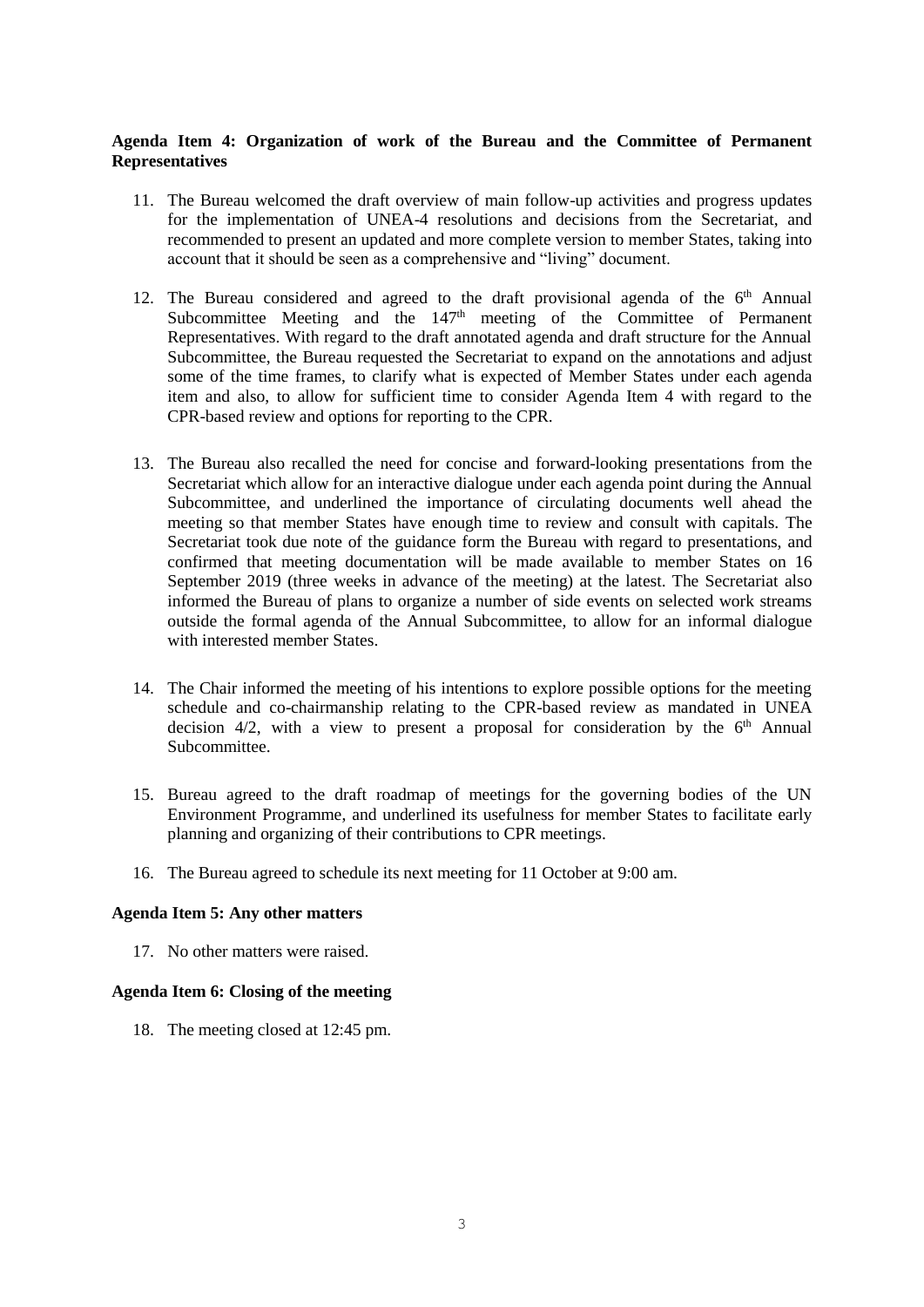**Agenda Item 4: Organization of work of the Bureau and the Committee of Permanent Representatives**

11. The Bureau welcomed the draft overview of main follow-up activities and progress updates for the implementation of UNEA-4 resolutions and decisions from the Secretariat, and recommended to present an updated and more complete version to member States, taking into account that it should be seen as a comprehensive and "living" document.

12. The Bureau considered and agreed to the draft provisional agenda of the 6th Annual Subcommittee Meeting and the 147th meeting of the Committee of Permanent Representatives. With regard to the draft annotated agenda and draft structure for the Annual Subcommittee, the Bureau requested the Secretariat to expand on the annotations and adjust some of the time frames, to clarify what is expected of Member States under each agenda item and also, to allow for sufficient time to consider Agenda Item 4 with regard to the CPR-based review and options for reporting to the CPR.

13. The Bureau also recalled the need for concise and forward-looking presentations from the Secretariat which allow for an interactive dialogue under each agenda point during the Annual Subcommittee, and underlined the importance of circulating documents well ahead the meeting so that member States have enough time to review and consult with capitals. The Secretariat took due note of the guidance form the Bureau with regard to presentations, and confirmed that meeting documentation will be made available to member States on 16 September 2019 (three weeks in advance of the meeting) at the latest. The Secretariat also informed the Bureau of plans to organize a number of side events on selected work streams outside the formal agenda of the Annual Subcommittee, to allow for an informal dialogue with interested member States.

14. The Chair informed the meeting of his intentions to explore possible options for the meeting schedule and co-chairmanship relating to the CPR-based review as mandated in UNEA decision 4/2, with a view to present a proposal for consideration by the 6th Annual Subcommittee.

15. Bureau agreed to the draft roadmap of meetings for the governing bodies of the UN Environment Programme, and underlined its usefulness for member States to facilitate early planning and organizing of their contributions to CPR meetings.

16. The Bureau agreed to schedule its next meeting for 11 October at 9:00 am.

**Agenda Item 5: Any other matters**

17. No other matters were raised.

**Agenda Item 6: Closing of the meeting**

18. The meeting closed at 12:45 pm.